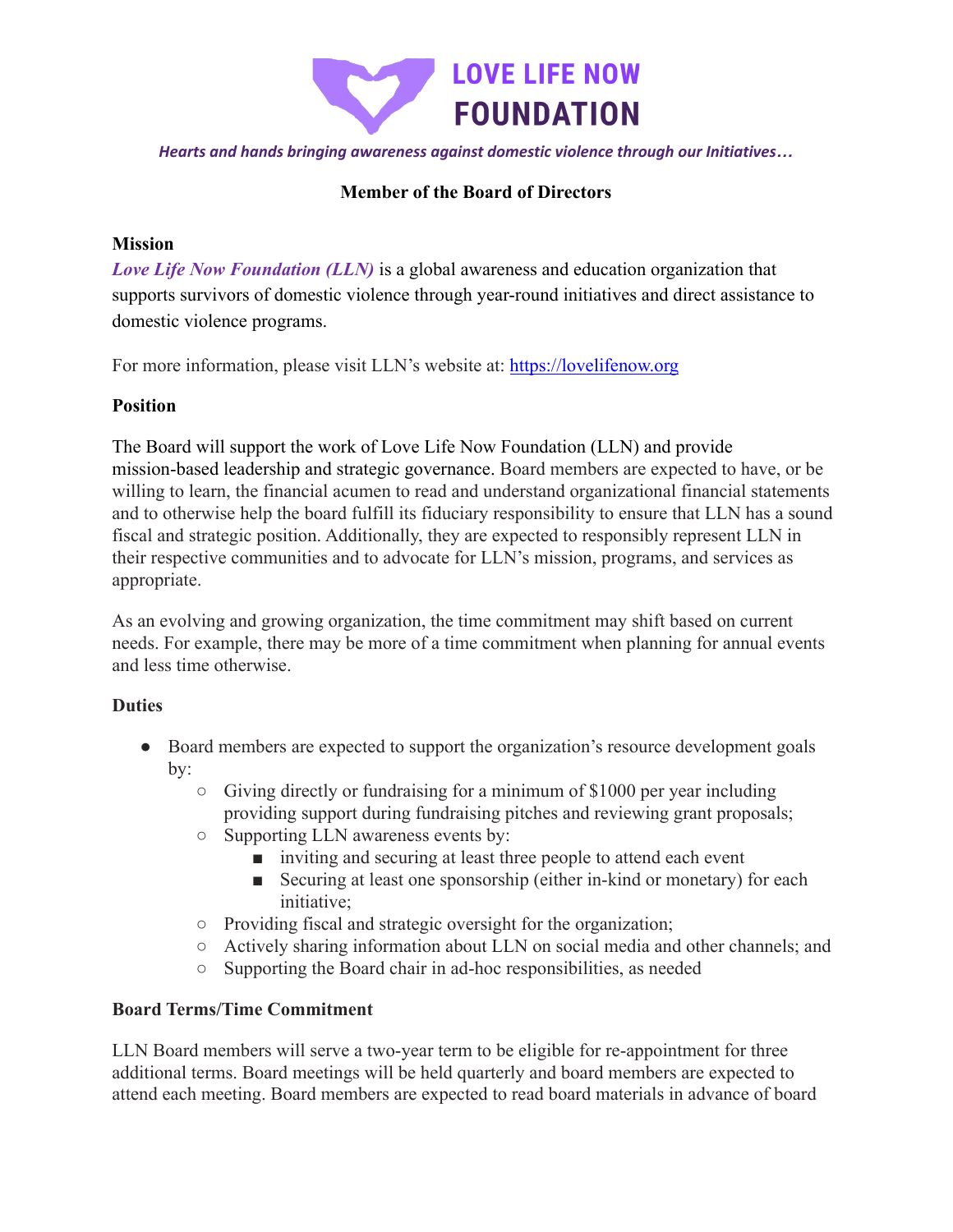# LOVE LIFE NOW FOUNDATION

*Hearts and hands bringing awareness against domestic violence through our Initiatives…*

## Member of the Board of Directors

### Mission

***Love Life Now Foundation (LLN)*** is a global awareness and education organization that supports survivors of domestic violence through year-round initiatives and direct assistance to domestic violence programs.

For more information, please visit LLN's website at: [https://lovelifenow.org](https://lovelifenow.org)

### Position

The Board will support the work of Love Life Now Foundation (LLN) and provide mission-based leadership and strategic governance. Board members are expected to have, or be willing to learn, the financial acumen to read and understand organizational financial statements and to otherwise help the board fulfill its fiduciary responsibility to ensure that LLN has a sound fiscal and strategic position. Additionally, they are expected to responsibly represent LLN in their respective communities and to advocate for LLN's mission, programs, and services as appropriate.

As an evolving and growing organization, the time commitment may shift based on current needs. For example, there may be more of a time commitment when planning for annual events and less time otherwise.

### Duties

- Board members are expected to support the organization's resource development goals by:
  - Giving directly or fundraising for a minimum of $1000 per year including providing support during fundraising pitches and reviewing grant proposals;
  - Supporting LLN awareness events by:
    - inviting and securing at least three people to attend each event
    - Securing at least one sponsorship (either in-kind or monetary) for each initiative;
  - Providing fiscal and strategic oversight for the organization;
  - Actively sharing information about LLN on social media and other channels; and
  - Supporting the Board chair in ad-hoc responsibilities, as needed

### Board Terms/Time Commitment

LLN Board members will serve a two-year term to be eligible for re-appointment for three additional terms. Board meetings will be held quarterly and board members are expected to attend each meeting. Board members are expected to read board materials in advance of board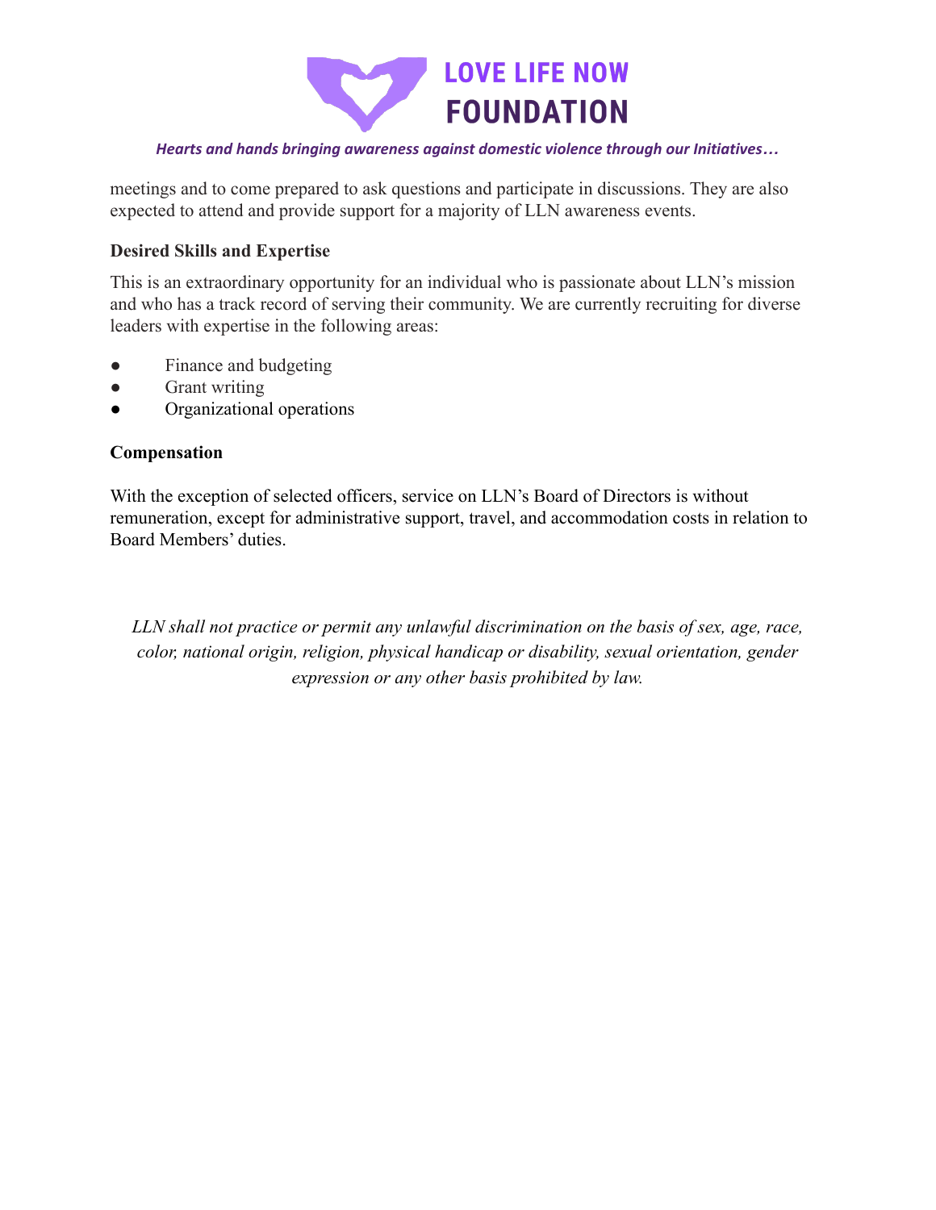meetings and to come prepared to ask questions and participate in discussions. They are also expected to attend and provide support for a majority of LLN awareness events.

### Desired Skills and Expertise

This is an extraordinary opportunity for an individual who is passionate about LLN's mission and who has a track record of serving their community. We are currently recruiting for diverse leaders with expertise in the following areas:

- Finance and budgeting
- Grant writing
- Organizational operations

### Compensation

With the exception of selected officers, service on LLN's Board of Directors is without remuneration, except for administrative support, travel, and accommodation costs in relation to Board Members' duties.

*LLN shall not practice or permit any unlawful discrimination on the basis of sex, age, race, color, national origin, religion, physical handicap or disability, sexual orientation, gender expression or any other basis prohibited by law.*